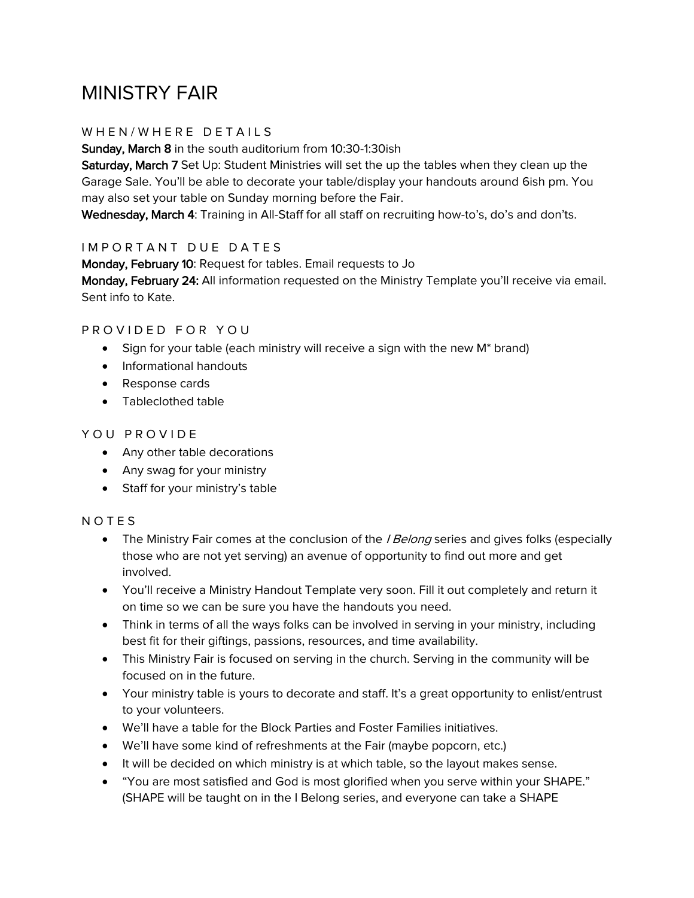# MINISTRY FAIR

## WHEN/WHERE DETAILS

**Sunday, March 8** in the south auditorium from 10:30-1:30ish

**Saturday, March 7** Set Up: Student Ministries will set the up the tables when they clean up the Garage Sale. You'll be able to decorate your table/display your handouts around 6ish pm. You may also set your table on Sunday morning before the Fair.

**Wednesday, March 4**: Training in All-Staff for all staff on recruiting how-to's, do's and don'ts.

## IMPORTANT DUE DATES

**Monday, February 10**: Request for tables. Email requests to Jo

**Monday, February 24:** All information requested on the Ministry Template you'll receive via email. Sent info to Kate.

## PROVIDED FOR YOU

- Sign for your table (each ministry will receive a sign with the new M* brand)
- Informational handouts
- Response cards
- Tableclothed table

## YOU PROVIDE

- Any other table decorations
- Any swag for your ministry
- Staff for your ministry's table

## NOTES

- The Ministry Fair comes at the conclusion of the *I Belong* series and gives folks (especially those who are not yet serving) an avenue of opportunity to find out more and get involved.
- You'll receive a Ministry Handout Template very soon. Fill it out completely and return it on time so we can be sure you have the handouts you need.
- Think in terms of all the ways folks can be involved in serving in your ministry, including best fit for their giftings, passions, resources, and time availability.
- This Ministry Fair is focused on serving in the church. Serving in the community will be focused on in the future.
- Your ministry table is yours to decorate and staff. It's a great opportunity to enlist/entrust to your volunteers.
- We'll have a table for the Block Parties and Foster Families initiatives.
- We'll have some kind of refreshments at the Fair (maybe popcorn, etc.)
- It will be decided on which ministry is at which table, so the layout makes sense.
- "You are most satisfied and God is most glorified when you serve within your SHAPE." (SHAPE will be taught on in the I Belong series, and everyone can take a SHAPE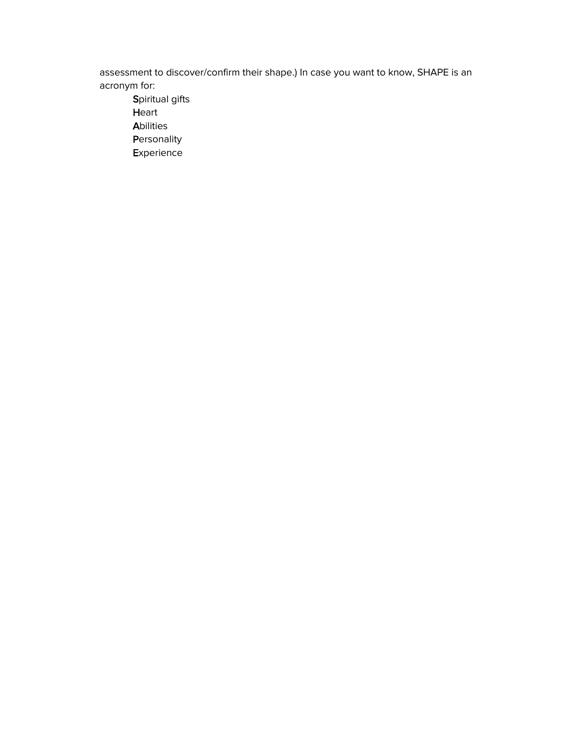assessment to discover/confirm their shape.) In case you want to know, SHAPE is an acronym for:

**S**piritual gifts
**H**eart
**A**bilities
**P**ersonality
**E**xperience